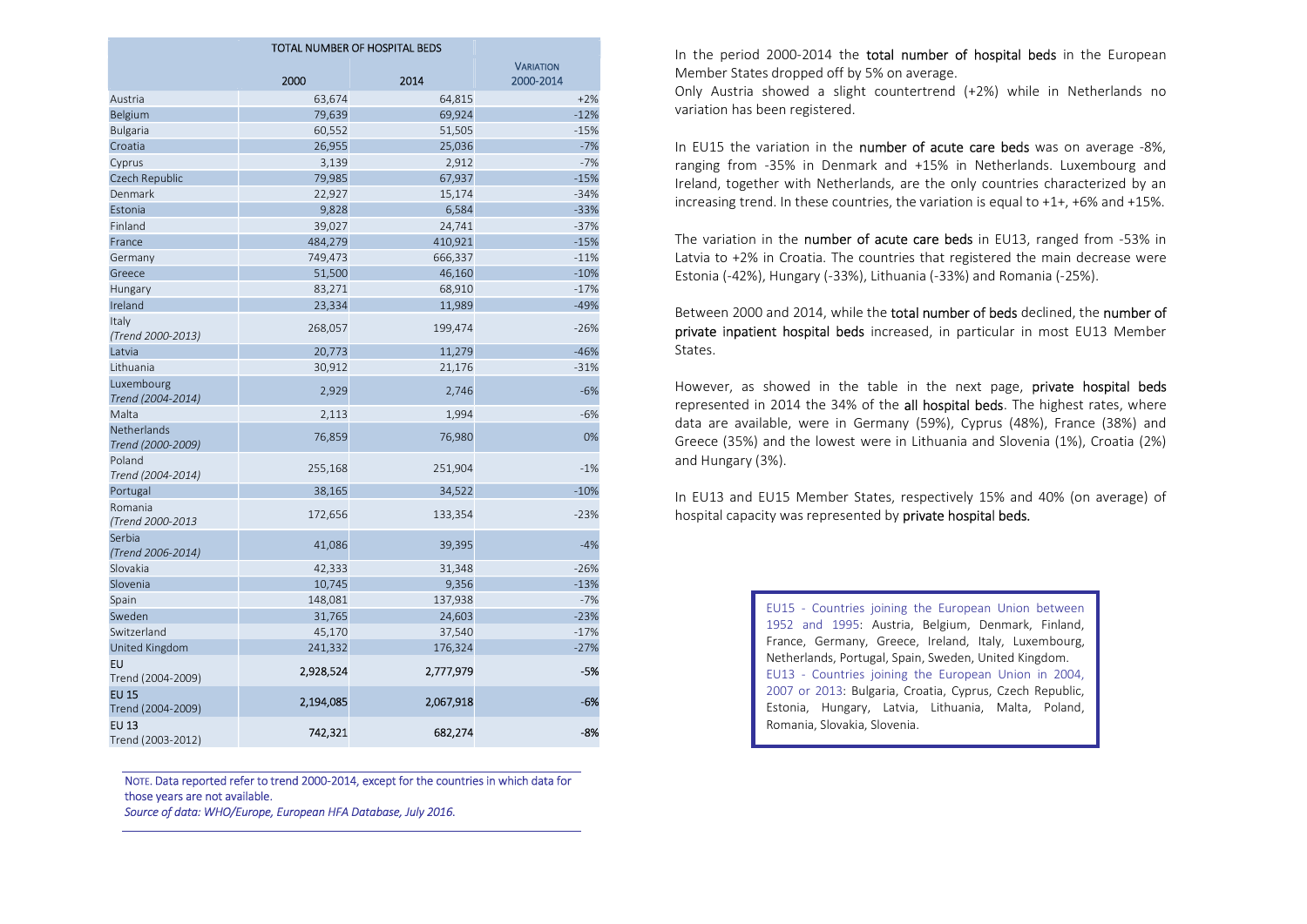| TOTAL NUMBER OF HOSPITAL BEDS | | | |
|---|---|---|---|
| | 2000 | 2014 | VARIATION 2000-2014 |
| Austria | 63,674 | 64,815 | +2% |
| Belgium | 79,639 | 69,924 | -12% |
| Bulgaria | 60,552 | 51,505 | -15% |
| Croatia | 26,955 | 25,036 | -7% |
| Cyprus | 3,139 | 2,912 | -7% |
| Czech Republic | 79,985 | 67,937 | -15% |
| Denmark | 22,927 | 15,174 | -34% |
| Estonia | 9,828 | 6,584 | -33% |
| Finland | 39,027 | 24,741 | -37% |
| France | 484,279 | 410,921 | -15% |
| Germany | 749,473 | 666,337 | -11% |
| Greece | 51,500 | 46,160 | -10% |
| Hungary | 83,271 | 68,910 | -17% |
| Ireland | 23,334 | 11,989 | -49% |
| Italy *(Trend 2000-2013)* | 268,057 | 199,474 | -26% |
| Latvia | 20,773 | 11,279 | -46% |
| Lithuania | 30,912 | 21,176 | -31% |
| Luxembourg *Trend (2004-2014)* | 2,929 | 2,746 | -6% |
| Malta | 2,113 | 1,994 | -6% |
| Netherlands *Trend (2000-2009)* | 76,859 | 76,980 | 0% |
| Poland *Trend (2004-2014)* | 255,168 | 251,904 | -1% |
| Portugal | 38,165 | 34,522 | -10% |
| Romania *(Trend 2000-2013* | 172,656 | 133,354 | -23% |
| Serbia *(Trend 2006-2014)* | 41,086 | 39,395 | -4% |
| Slovakia | 42,333 | 31,348 | -26% |
| Slovenia | 10,745 | 9,356 | -13% |
| Spain | 148,081 | 137,938 | -7% |
| Sweden | 31,765 | 24,603 | -23% |
| Switzerland | 45,170 | 37,540 | -17% |
| United Kingdom | 241,332 | 176,324 | -27% |
| EU Trend (2004-2009) | **2,928,524** | **2,777,979** | **-5%** |
| EU 15 Trend (2004-2009) | **2,194,085** | **2,067,918** | **-6%** |
| EU 13 Trend (2003-2012) | **742,321** | **682,274** | **-8%** |

NOTE. Data reported refer to trend 2000-2014, except for the countries in which data for those years are not available.
*Source of data: WHO/Europe, European HFA Database, July 2016.*

In the period 2000-2014 the total number of hospital beds in the European Member States dropped off by 5% on average.
Only Austria showed a slight countertrend (+2%) while in Netherlands no variation has been registered.

In EU15 the variation in the number of acute care beds was on average -8%, ranging from -35% in Denmark and +15% in Netherlands. Luxembourg and Ireland, together with Netherlands, are the only countries characterized by an increasing trend. In these countries, the variation is equal to +1+, +6% and +15%.

The variation in the number of acute care beds in EU13, ranged from -53% in Latvia to +2% in Croatia. The countries that registered the main decrease were Estonia (-42%), Hungary (-33%), Lithuania (-33%) and Romania (-25%).

Between 2000 and 2014, while the total number of beds declined, the number of private inpatient hospital beds increased, in particular in most EU13 Member States.

However, as showed in the table in the next page, private hospital beds represented in 2014 the 34% of the all hospital beds. The highest rates, where data are available, were in Germany (59%), Cyprus (48%), France (38%) and Greece (35%) and the lowest were in Lithuania and Slovenia (1%), Croatia (2%) and Hungary (3%).

In EU13 and EU15 Member States, respectively 15% and 40% (on average) of hospital capacity was represented by private hospital beds.

EU15 - Countries joining the European Union between 1952 and 1995: Austria, Belgium, Denmark, Finland, France, Germany, Greece, Ireland, Italy, Luxembourg, Netherlands, Portugal, Spain, Sweden, United Kingdom.
EU13 - Countries joining the European Union in 2004, 2007 or 2013: Bulgaria, Croatia, Cyprus, Czech Republic, Estonia, Hungary, Latvia, Lithuania, Malta, Poland, Romania, Slovakia, Slovenia.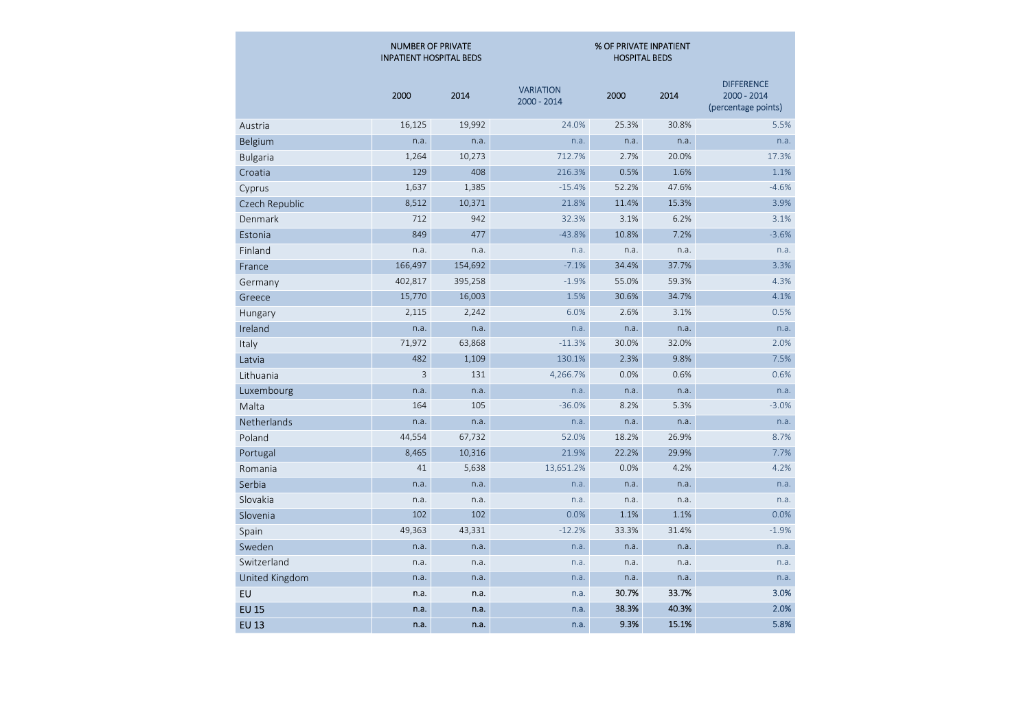| | NUMBER OF PRIVATE INPATIENT HOSPITAL BEDS | | | % OF PRIVATE INPATIENT HOSPITAL BEDS | | |
|---|---|---|---|---|---|---|
| | 2000 | 2014 | VARIATION 2000 - 2014 | 2000 | 2014 | DIFFERENCE 2000 - 2014 (percentage points) |
| Austria | 16,125 | 19,992 | 24.0% | 25.3% | 30.8% | 5.5% |
| Belgium | n.a. | n.a. | n.a. | n.a. | n.a. | n.a. |
| Bulgaria | 1,264 | 10,273 | 712.7% | 2.7% | 20.0% | 17.3% |
| Croatia | 129 | 408 | 216.3% | 0.5% | 1.6% | 1.1% |
| Cyprus | 1,637 | 1,385 | -15.4% | 52.2% | 47.6% | -4.6% |
| Czech Republic | 8,512 | 10,371 | 21.8% | 11.4% | 15.3% | 3.9% |
| Denmark | 712 | 942 | 32.3% | 3.1% | 6.2% | 3.1% |
| Estonia | 849 | 477 | -43.8% | 10.8% | 7.2% | -3.6% |
| Finland | n.a. | n.a. | n.a. | n.a. | n.a. | n.a. |
| France | 166,497 | 154,692 | -7.1% | 34.4% | 37.7% | 3.3% |
| Germany | 402,817 | 395,258 | -1.9% | 55.0% | 59.3% | 4.3% |
| Greece | 15,770 | 16,003 | 1.5% | 30.6% | 34.7% | 4.1% |
| Hungary | 2,115 | 2,242 | 6.0% | 2.6% | 3.1% | 0.5% |
| Ireland | n.a. | n.a. | n.a. | n.a. | n.a. | n.a. |
| Italy | 71,972 | 63,868 | -11.3% | 30.0% | 32.0% | 2.0% |
| Latvia | 482 | 1,109 | 130.1% | 2.3% | 9.8% | 7.5% |
| Lithuania | 3 | 131 | 4,266.7% | 0.0% | 0.6% | 0.6% |
| Luxembourg | n.a. | n.a. | n.a. | n.a. | n.a. | n.a. |
| Malta | 164 | 105 | -36.0% | 8.2% | 5.3% | -3.0% |
| Netherlands | n.a. | n.a. | n.a. | n.a. | n.a. | n.a. |
| Poland | 44,554 | 67,732 | 52.0% | 18.2% | 26.9% | 8.7% |
| Portugal | 8,465 | 10,316 | 21.9% | 22.2% | 29.9% | 7.7% |
| Romania | 41 | 5,638 | 13,651.2% | 0.0% | 4.2% | 4.2% |
| Serbia | n.a. | n.a. | n.a. | n.a. | n.a. | n.a. |
| Slovakia | n.a. | n.a. | n.a. | n.a. | n.a. | n.a. |
| Slovenia | 102 | 102 | 0.0% | 1.1% | 1.1% | 0.0% |
| Spain | 49,363 | 43,331 | -12.2% | 33.3% | 31.4% | -1.9% |
| Sweden | n.a. | n.a. | n.a. | n.a. | n.a. | n.a. |
| Switzerland | n.a. | n.a. | n.a. | n.a. | n.a. | n.a. |
| United Kingdom | n.a. | n.a. | n.a. | n.a. | n.a. | n.a. |
| **EU** | **n.a.** | **n.a.** | **n.a.** | **30.7%** | **33.7%** | **3.0%** |
| **EU 15** | **n.a.** | **n.a.** | **n.a.** | **38.3%** | **40.3%** | **2.0%** |
| **EU 13** | **n.a.** | **n.a.** | **n.a.** | **9.3%** | **15.1%** | **5.8%** |